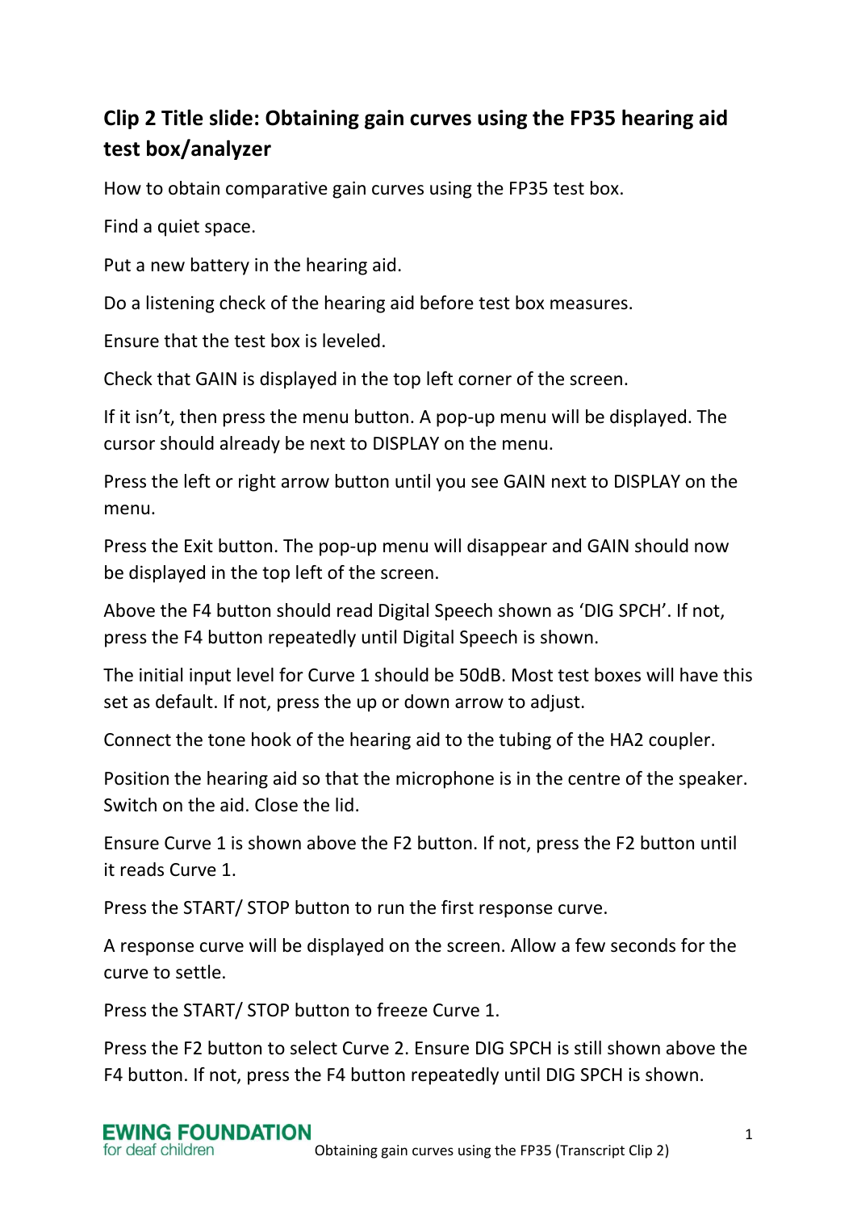## Clip 2 Title slide: Obtaining gain curves using the FP35 hearing aid test box/analyzer

How to obtain comparative gain curves using the FP35 test box.

Find a quiet space.

Put a new battery in the hearing aid.

Do a listening check of the hearing aid before test box measures.

Ensure that the test box is leveled.

Check that GAIN is displayed in the top left corner of the screen.

If it isn't, then press the menu button. A pop-up menu will be displayed. The cursor should already be next to DISPLAY on the menu.

Press the left or right arrow button until you see GAIN next to DISPLAY on the menu.

Press the Exit button. The pop-up menu will disappear and GAIN should now be displayed in the top left of the screen.

Above the F4 button should read Digital Speech shown as 'DIG SPCH'. If not, press the F4 button repeatedly until Digital Speech is shown.

The initial input level for Curve 1 should be 50dB. Most test boxes will have this set as default. If not, press the up or down arrow to adjust.

Connect the tone hook of the hearing aid to the tubing of the HA2 coupler.

Position the hearing aid so that the microphone is in the centre of the speaker. Switch on the aid. Close the lid.

Ensure Curve 1 is shown above the F2 button. If not, press the F2 button until it reads Curve 1.

Press the START/ STOP button to run the first response curve.

A response curve will be displayed on the screen. Allow a few seconds for the curve to settle.

Press the START/ STOP button to freeze Curve 1.

Press the F2 button to select Curve 2. Ensure DIG SPCH is still shown above the F4 button. If not, press the F4 button repeatedly until DIG SPCH is shown.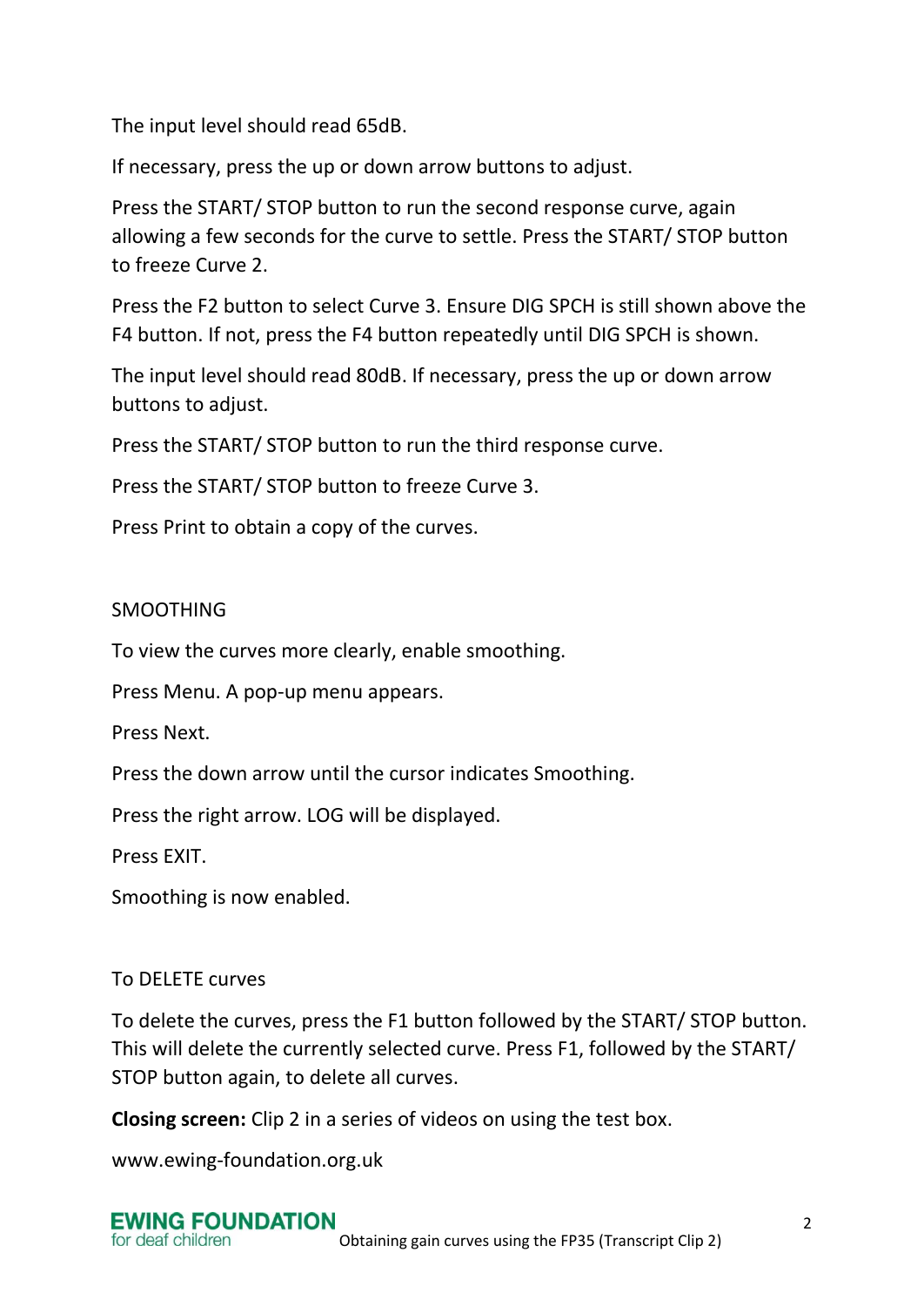The input level should read 65dB.

If necessary, press the up or down arrow buttons to adjust.

Press the START/ STOP button to run the second response curve, again allowing a few seconds for the curve to settle. Press the START/ STOP button to freeze Curve 2.

Press the F2 button to select Curve 3. Ensure DIG SPCH is still shown above the F4 button. If not, press the F4 button repeatedly until DIG SPCH is shown.

The input level should read 80dB. If necessary, press the up or down arrow buttons to adjust.

Press the START/ STOP button to run the third response curve.

Press the START/ STOP button to freeze Curve 3.

Press Print to obtain a copy of the curves.

SMOOTHING

To view the curves more clearly, enable smoothing.

Press Menu. A pop-up menu appears.

Press Next.

Press the down arrow until the cursor indicates Smoothing.

Press the right arrow. LOG will be displayed.

Press EXIT.

Smoothing is now enabled.

To DELETE curves

To delete the curves, press the F1 button followed by the START/ STOP button. This will delete the currently selected curve. Press F1, followed by the START/ STOP button again, to delete all curves.

**Closing screen:** Clip 2 in a series of videos on using the test box.

www.ewing-foundation.org.uk